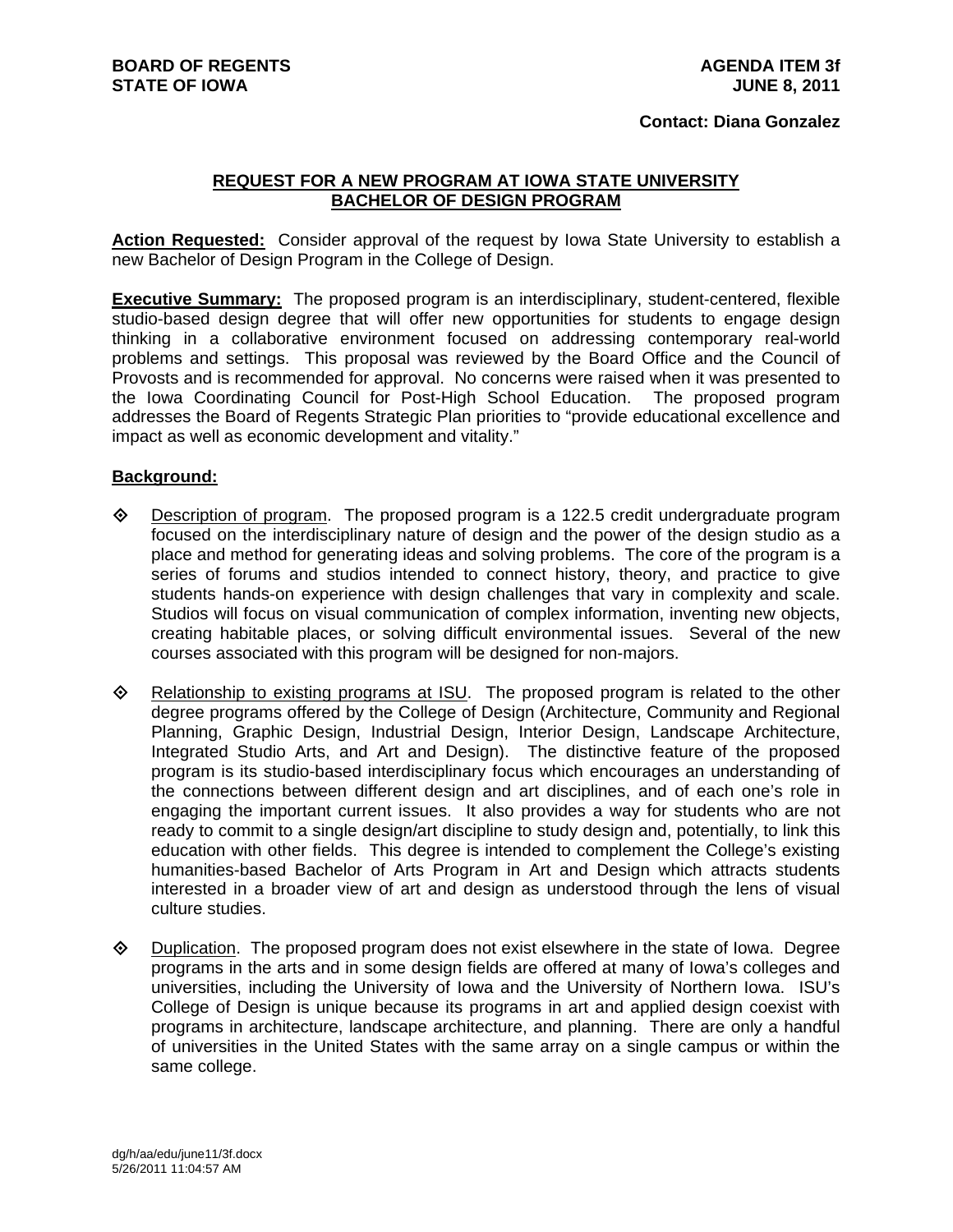**BOARD OF REGENTS**
**STATE OF IOWA**

**AGENDA ITEM 3f**
**JUNE 8, 2011**

**Contact: Diana Gonzalez**

## REQUEST FOR A NEW PROGRAM AT IOWA STATE UNIVERSITY BACHELOR OF DESIGN PROGRAM

**Action Requested:** Consider approval of the request by Iowa State University to establish a new Bachelor of Design Program in the College of Design.

**Executive Summary:** The proposed program is an interdisciplinary, student-centered, flexible studio-based design degree that will offer new opportunities for students to engage design thinking in a collaborative environment focused on addressing contemporary real-world problems and settings. This proposal was reviewed by the Board Office and the Council of Provosts and is recommended for approval. No concerns were raised when it was presented to the Iowa Coordinating Council for Post-High School Education. The proposed program addresses the Board of Regents Strategic Plan priorities to "provide educational excellence and impact as well as economic development and vitality."

**Background:**

- Description of program. The proposed program is a 122.5 credit undergraduate program focused on the interdisciplinary nature of design and the power of the design studio as a place and method for generating ideas and solving problems. The core of the program is a series of forums and studios intended to connect history, theory, and practice to give students hands-on experience with design challenges that vary in complexity and scale. Studios will focus on visual communication of complex information, inventing new objects, creating habitable places, or solving difficult environmental issues. Several of the new courses associated with this program will be designed for non-majors.

- Relationship to existing programs at ISU. The proposed program is related to the other degree programs offered by the College of Design (Architecture, Community and Regional Planning, Graphic Design, Industrial Design, Interior Design, Landscape Architecture, Integrated Studio Arts, and Art and Design). The distinctive feature of the proposed program is its studio-based interdisciplinary focus which encourages an understanding of the connections between different design and art disciplines, and of each one's role in engaging the important current issues. It also provides a way for students who are not ready to commit to a single design/art discipline to study design and, potentially, to link this education with other fields. This degree is intended to complement the College's existing humanities-based Bachelor of Arts Program in Art and Design which attracts students interested in a broader view of art and design as understood through the lens of visual culture studies.

- Duplication. The proposed program does not exist elsewhere in the state of Iowa. Degree programs in the arts and in some design fields are offered at many of Iowa's colleges and universities, including the University of Iowa and the University of Northern Iowa. ISU's College of Design is unique because its programs in art and applied design coexist with programs in architecture, landscape architecture, and planning. There are only a handful of universities in the United States with the same array on a single campus or within the same college.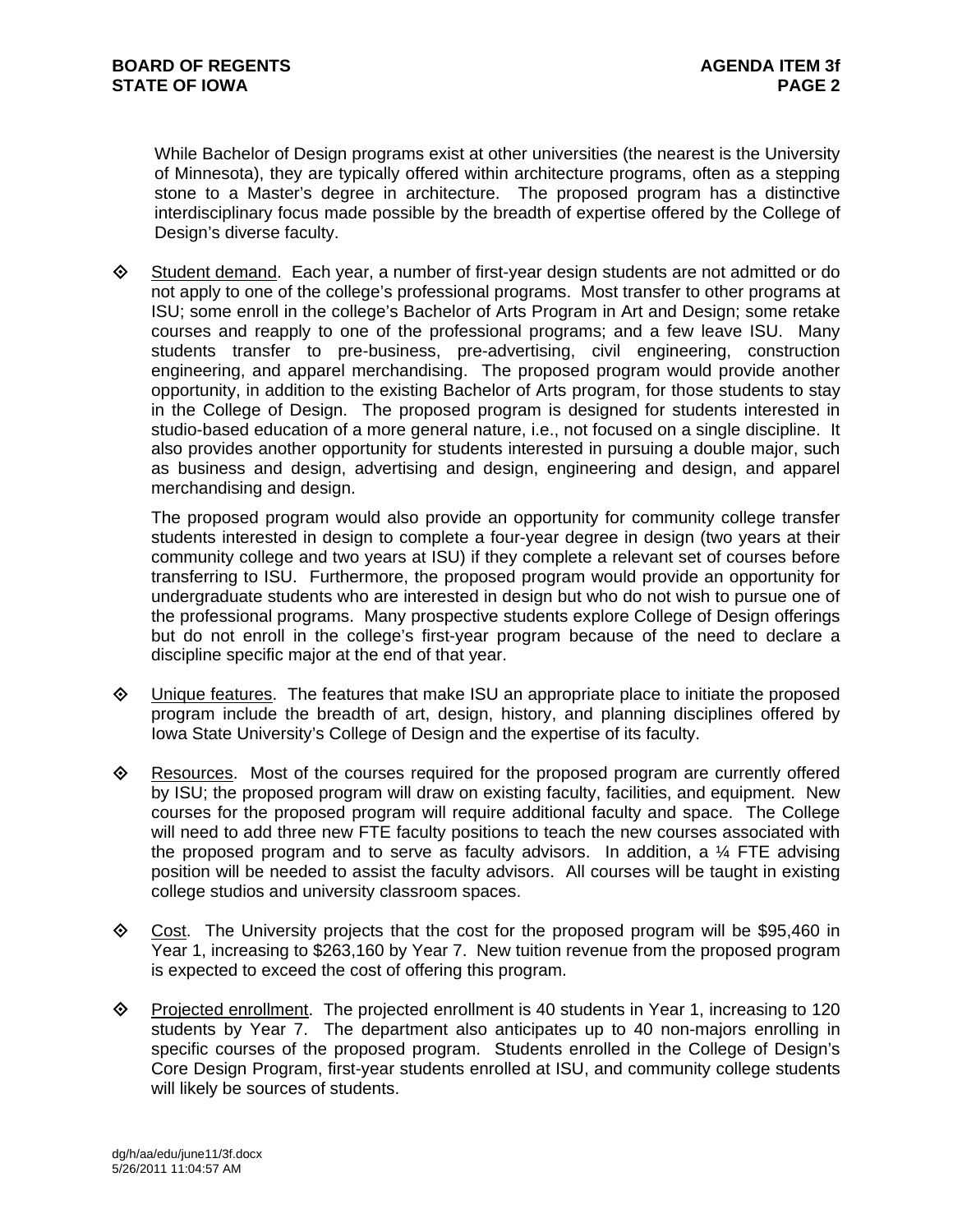While Bachelor of Design programs exist at other universities (the nearest is the University of Minnesota), they are typically offered within architecture programs, often as a stepping stone to a Master's degree in architecture. The proposed program has a distinctive interdisciplinary focus made possible by the breadth of expertise offered by the College of Design's diverse faculty.

- Student demand. Each year, a number of first-year design students are not admitted or do not apply to one of the college's professional programs. Most transfer to other programs at ISU; some enroll in the college's Bachelor of Arts Program in Art and Design; some retake courses and reapply to one of the professional programs; and a few leave ISU. Many students transfer to pre-business, pre-advertising, civil engineering, construction engineering, and apparel merchandising. The proposed program would provide another opportunity, in addition to the existing Bachelor of Arts program, for those students to stay in the College of Design. The proposed program is designed for students interested in studio-based education of a more general nature, i.e., not focused on a single discipline. It also provides another opportunity for students interested in pursuing a double major, such as business and design, advertising and design, engineering and design, and apparel merchandising and design.

  The proposed program would also provide an opportunity for community college transfer students interested in design to complete a four-year degree in design (two years at their community college and two years at ISU) if they complete a relevant set of courses before transferring to ISU. Furthermore, the proposed program would provide an opportunity for undergraduate students who are interested in design but who do not wish to pursue one of the professional programs. Many prospective students explore College of Design offerings but do not enroll in the college's first-year program because of the need to declare a discipline specific major at the end of that year.

- Unique features. The features that make ISU an appropriate place to initiate the proposed program include the breadth of art, design, history, and planning disciplines offered by Iowa State University's College of Design and the expertise of its faculty.

- Resources. Most of the courses required for the proposed program are currently offered by ISU; the proposed program will draw on existing faculty, facilities, and equipment. New courses for the proposed program will require additional faculty and space. The College will need to add three new FTE faculty positions to teach the new courses associated with the proposed program and to serve as faculty advisors. In addition, a ¼ FTE advising position will be needed to assist the faculty advisors. All courses will be taught in existing college studios and university classroom spaces.

- Cost. The University projects that the cost for the proposed program will be $95,460 in Year 1, increasing to $263,160 by Year 7. New tuition revenue from the proposed program is expected to exceed the cost of offering this program.

- Projected enrollment. The projected enrollment is 40 students in Year 1, increasing to 120 students by Year 7. The department also anticipates up to 40 non-majors enrolling in specific courses of the proposed program. Students enrolled in the College of Design's Core Design Program, first-year students enrolled at ISU, and community college students will likely be sources of students.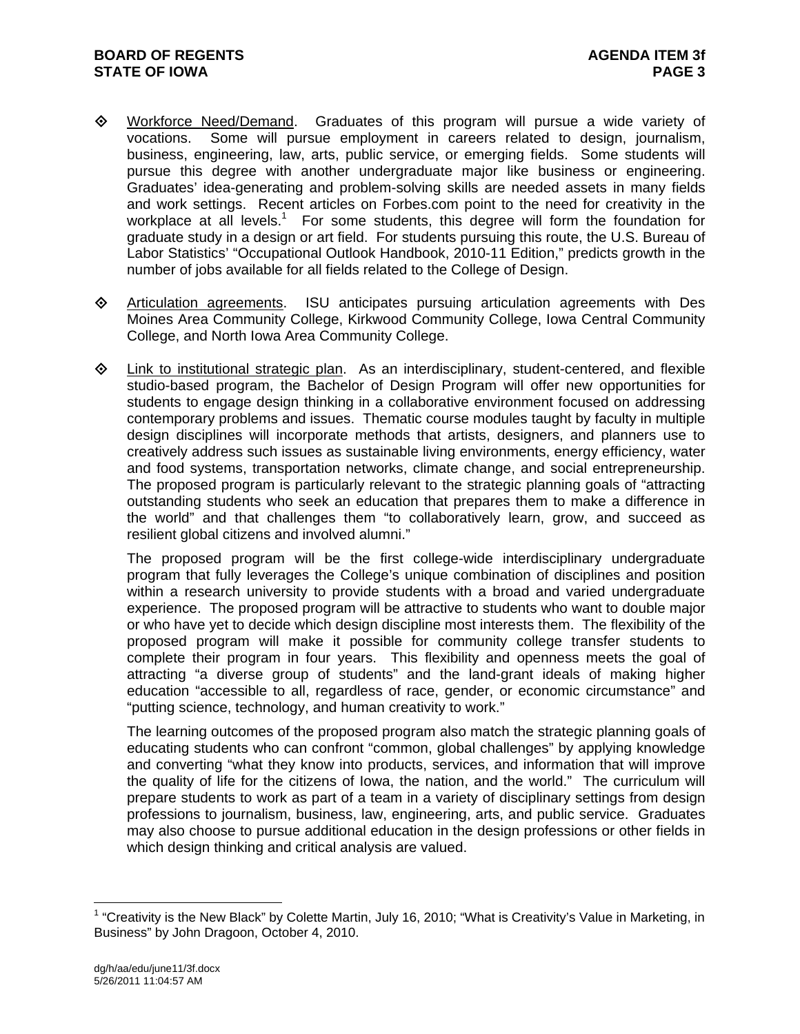- Workforce Need/Demand. Graduates of this program will pursue a wide variety of vocations. Some will pursue employment in careers related to design, journalism, business, engineering, law, arts, public service, or emerging fields. Some students will pursue this degree with another undergraduate major like business or engineering. Graduates' idea-generating and problem-solving skills are needed assets in many fields and work settings. Recent articles on Forbes.com point to the need for creativity in the workplace at all levels.[1] For some students, this degree will form the foundation for graduate study in a design or art field. For students pursuing this route, the U.S. Bureau of Labor Statistics' "Occupational Outlook Handbook, 2010-11 Edition," predicts growth in the number of jobs available for all fields related to the College of Design.

- Articulation agreements. ISU anticipates pursuing articulation agreements with Des Moines Area Community College, Kirkwood Community College, Iowa Central Community College, and North Iowa Area Community College.

- Link to institutional strategic plan. As an interdisciplinary, student-centered, and flexible studio-based program, the Bachelor of Design Program will offer new opportunities for students to engage design thinking in a collaborative environment focused on addressing contemporary problems and issues. Thematic course modules taught by faculty in multiple design disciplines will incorporate methods that artists, designers, and planners use to creatively address such issues as sustainable living environments, energy efficiency, water and food systems, transportation networks, climate change, and social entrepreneurship. The proposed program is particularly relevant to the strategic planning goals of "attracting outstanding students who seek an education that prepares them to make a difference in the world" and that challenges them "to collaboratively learn, grow, and succeed as resilient global citizens and involved alumni."

  The proposed program will be the first college-wide interdisciplinary undergraduate program that fully leverages the College's unique combination of disciplines and position within a research university to provide students with a broad and varied undergraduate experience. The proposed program will be attractive to students who want to double major or who have yet to decide which design discipline most interests them. The flexibility of the proposed program will make it possible for community college transfer students to complete their program in four years. This flexibility and openness meets the goal of attracting "a diverse group of students" and the land-grant ideals of making higher education "accessible to all, regardless of race, gender, or economic circumstance" and "putting science, technology, and human creativity to work."

  The learning outcomes of the proposed program also match the strategic planning goals of educating students who can confront "common, global challenges" by applying knowledge and converting "what they know into products, services, and information that will improve the quality of life for the citizens of Iowa, the nation, and the world." The curriculum will prepare students to work as part of a team in a variety of disciplinary settings from design professions to journalism, business, law, engineering, arts, and public service. Graduates may also choose to pursue additional education in the design professions or other fields in which design thinking and critical analysis are valued.

---

[1] "Creativity is the New Black" by Colette Martin, July 16, 2010; "What is Creativity's Value in Marketing, in Business" by John Dragoon, October 4, 2010.